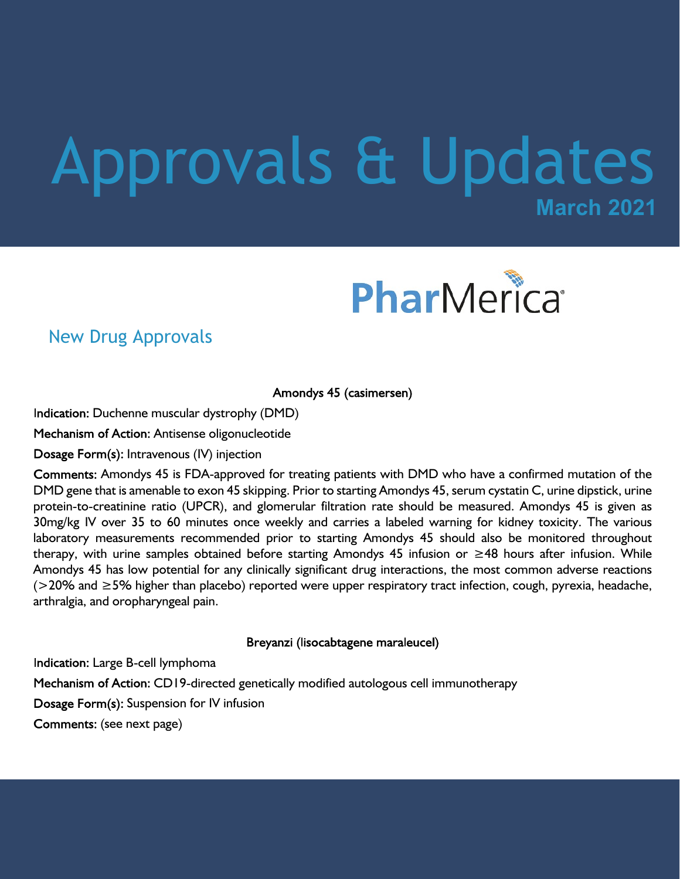# Approvals & Updates

**March 2021**

PharMerica

## New Drug Approvals

### Amondys 45 (casimersen)

**Indication:** Duchenne muscular dystrophy (DMD)

**Mechanism of Action:** Antisense oligonucleotide

**Dosage Form(s):** Intravenous (IV) injection

**Comments:** Amondys 45 is FDA-approved for treating patients with DMD who have a confirmed mutation of the DMD gene that is amenable to exon 45 skipping. Prior to starting Amondys 45, serum cystatin C, urine dipstick, urine protein-to-creatinine ratio (UPCR), and glomerular filtration rate should be measured. Amondys 45 is given as 30mg/kg IV over 35 to 60 minutes once weekly and carries a labeled warning for kidney toxicity. The various laboratory measurements recommended prior to starting Amondys 45 should also be monitored throughout therapy, with urine samples obtained before starting Amondys 45 infusion or ≥48 hours after infusion. While Amondys 45 has low potential for any clinically significant drug interactions, the most common adverse reactions (>20% and ≥5% higher than placebo) reported were upper respiratory tract infection, cough, pyrexia, headache, arthralgia, and oropharyngeal pain.

### Breyanzi (lisocabtagene maraleucel)

**Indication:** Large B-cell lymphoma

**Mechanism of Action:** CD19-directed genetically modified autologous cell immunotherapy

**Dosage Form(s):** Suspension for IV infusion

**Comments:** (see next page)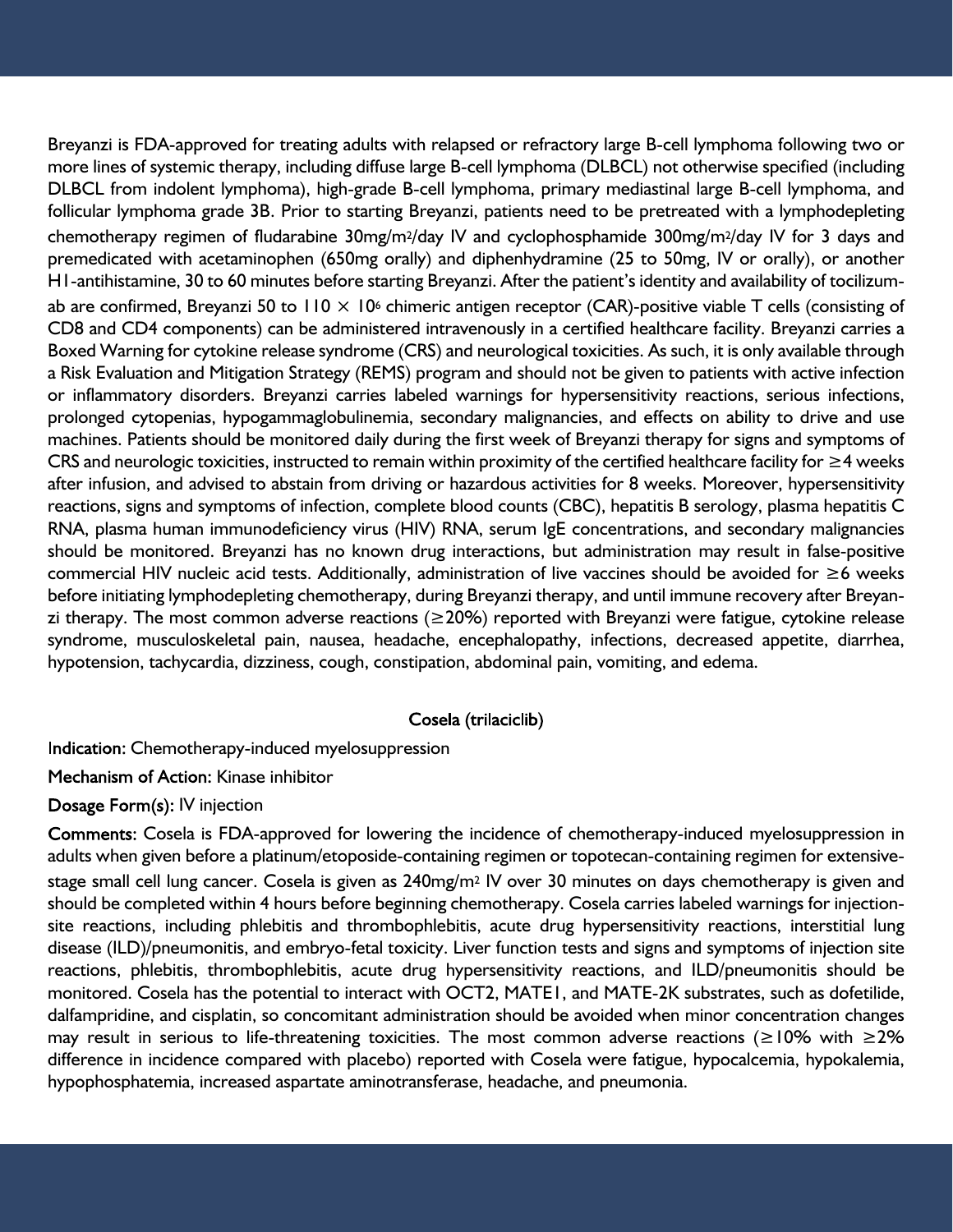Breyanzi is FDA-approved for treating adults with relapsed or refractory large B-cell lymphoma following two or more lines of systemic therapy, including diffuse large B-cell lymphoma (DLBCL) not otherwise specified (including DLBCL from indolent lymphoma), high-grade B-cell lymphoma, primary mediastinal large B-cell lymphoma, and follicular lymphoma grade 3B. Prior to starting Breyanzi, patients need to be pretreated with a lymphodepleting chemotherapy regimen of fludarabine 30mg/m$^2$/day IV and cyclophosphamide 300mg/m$^2$/day IV for 3 days and premedicated with acetaminophen (650mg orally) and diphenhydramine (25 to 50mg, IV or orally), or another H1-antihistamine, 30 to 60 minutes before starting Breyanzi. After the patient's identity and availability of tocilizumab are confirmed, Breyanzi 50 to 110 $\times$ 10$^6$ chimeric antigen receptor (CAR)-positive viable T cells (consisting of CD8 and CD4 components) can be administered intravenously in a certified healthcare facility. Breyanzi carries a Boxed Warning for cytokine release syndrome (CRS) and neurological toxicities. As such, it is only available through a Risk Evaluation and Mitigation Strategy (REMS) program and should not be given to patients with active infection or inflammatory disorders. Breyanzi carries labeled warnings for hypersensitivity reactions, serious infections, prolonged cytopenias, hypogammaglobulinemia, secondary malignancies, and effects on ability to drive and use machines. Patients should be monitored daily during the first week of Breyanzi therapy for signs and symptoms of CRS and neurologic toxicities, instructed to remain within proximity of the certified healthcare facility for ≥4 weeks after infusion, and advised to abstain from driving or hazardous activities for 8 weeks. Moreover, hypersensitivity reactions, signs and symptoms of infection, complete blood counts (CBC), hepatitis B serology, plasma hepatitis C RNA, plasma human immunodeficiency virus (HIV) RNA, serum IgE concentrations, and secondary malignancies should be monitored. Breyanzi has no known drug interactions, but administration may result in false-positive commercial HIV nucleic acid tests. Additionally, administration of live vaccines should be avoided for ≥6 weeks before initiating lymphodepleting chemotherapy, during Breyanzi therapy, and until immune recovery after Breyanzi therapy. The most common adverse reactions (≥20%) reported with Breyanzi were fatigue, cytokine release syndrome, musculoskeletal pain, nausea, headache, encephalopathy, infections, decreased appetite, diarrhea, hypotension, tachycardia, dizziness, cough, constipation, abdominal pain, vomiting, and edema.

## Cosela (trilaciclib)

**Indication:** Chemotherapy-induced myelosuppression

**Mechanism of Action:** Kinase inhibitor

**Dosage Form(s):** IV injection

**Comments**: Cosela is FDA-approved for lowering the incidence of chemotherapy-induced myelosuppression in adults when given before a platinum/etoposide-containing regimen or topotecan-containing regimen for extensive-stage small cell lung cancer. Cosela is given as 240mg/m$^2$ IV over 30 minutes on days chemotherapy is given and should be completed within 4 hours before beginning chemotherapy. Cosela carries labeled warnings for injection-site reactions, including phlebitis and thrombophlebitis, acute drug hypersensitivity reactions, interstitial lung disease (ILD)/pneumonitis, and embryo-fetal toxicity. Liver function tests and signs and symptoms of injection site reactions, phlebitis, thrombophlebitis, acute drug hypersensitivity reactions, and ILD/pneumonitis should be monitored. Cosela has the potential to interact with OCT2, MATE1, and MATE-2K substrates, such as dofetilide, dalfampridine, and cisplatin, so concomitant administration should be avoided when minor concentration changes may result in serious to life-threatening toxicities. The most common adverse reactions (≥10% with ≥2% difference in incidence compared with placebo) reported with Cosela were fatigue, hypocalcemia, hypokalemia, hypophosphatemia, increased aspartate aminotransferase, headache, and pneumonia.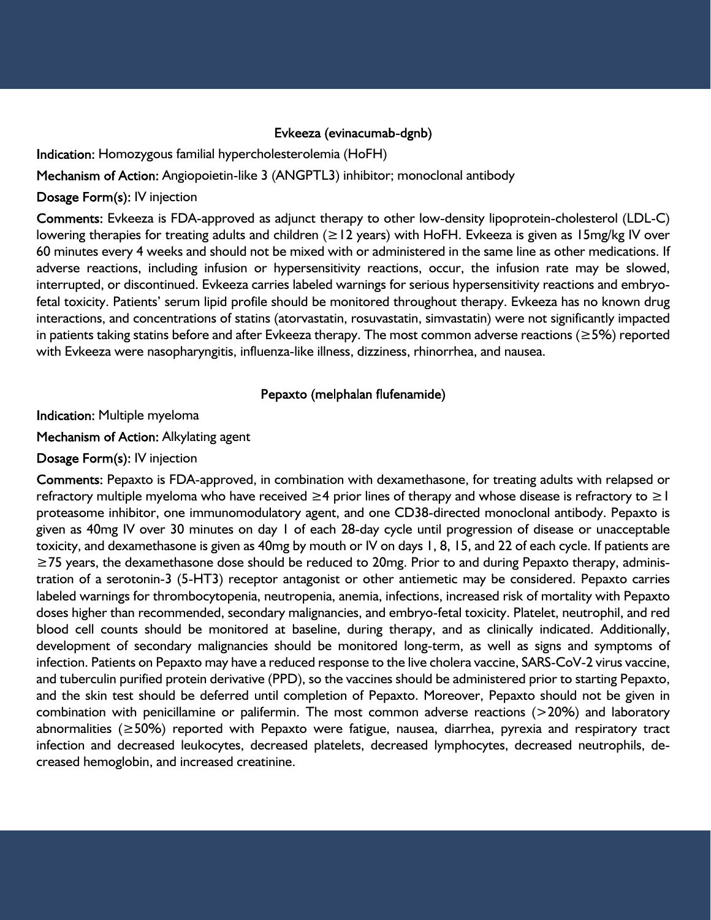### Evkeeza (evinacumab-dgnb)

**Indication:** Homozygous familial hypercholesterolemia (HoFH)

**Mechanism of Action:** Angiopoietin-like 3 (ANGPTL3) inhibitor; monoclonal antibody

**Dosage Form(s):** IV injection

**Comments:** Evkeeza is FDA-approved as adjunct therapy to other low-density lipoprotein-cholesterol (LDL-C) lowering therapies for treating adults and children (≥12 years) with HoFH. Evkeeza is given as 15mg/kg IV over 60 minutes every 4 weeks and should not be mixed with or administered in the same line as other medications. If adverse reactions, including infusion or hypersensitivity reactions, occur, the infusion rate may be slowed, interrupted, or discontinued. Evkeeza carries labeled warnings for serious hypersensitivity reactions and embryo-fetal toxicity. Patients' serum lipid profile should be monitored throughout therapy. Evkeeza has no known drug interactions, and concentrations of statins (atorvastatin, rosuvastatin, simvastatin) were not significantly impacted in patients taking statins before and after Evkeeza therapy. The most common adverse reactions (≥5%) reported with Evkeeza were nasopharyngitis, influenza-like illness, dizziness, rhinorrhea, and nausea.

### Pepaxto (melphalan flufenamide)

**Indication:** Multiple myeloma

**Mechanism of Action:** Alkylating agent

**Dosage Form(s):** IV injection

**Comments:** Pepaxto is FDA-approved, in combination with dexamethasone, for treating adults with relapsed or refractory multiple myeloma who have received ≥4 prior lines of therapy and whose disease is refractory to ≥1 proteasome inhibitor, one immunomodulatory agent, and one CD38-directed monoclonal antibody. Pepaxto is given as 40mg IV over 30 minutes on day 1 of each 28-day cycle until progression of disease or unacceptable toxicity, and dexamethasone is given as 40mg by mouth or IV on days 1, 8, 15, and 22 of each cycle. If patients are ≥75 years, the dexamethasone dose should be reduced to 20mg. Prior to and during Pepaxto therapy, administration of a serotonin-3 (5-HT3) receptor antagonist or other antiemetic may be considered. Pepaxto carries labeled warnings for thrombocytopenia, neutropenia, anemia, infections, increased risk of mortality with Pepaxto doses higher than recommended, secondary malignancies, and embryo-fetal toxicity. Platelet, neutrophil, and red blood cell counts should be monitored at baseline, during therapy, and as clinically indicated. Additionally, development of secondary malignancies should be monitored long-term, as well as signs and symptoms of infection. Patients on Pepaxto may have a reduced response to the live cholera vaccine, SARS-CoV-2 virus vaccine, and tuberculin purified protein derivative (PPD), so the vaccines should be administered prior to starting Pepaxto, and the skin test should be deferred until completion of Pepaxto. Moreover, Pepaxto should not be given in combination with penicillamine or palifermin. The most common adverse reactions (>20%) and laboratory abnormalities (≥50%) reported with Pepaxto were fatigue, nausea, diarrhea, pyrexia and respiratory tract infection and decreased leukocytes, decreased platelets, decreased lymphocytes, decreased neutrophils, decreased hemoglobin, and increased creatinine.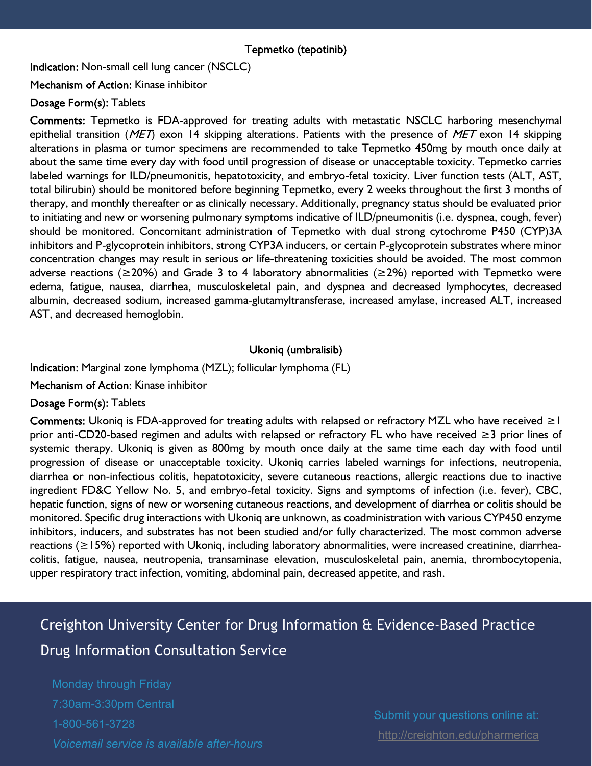### Tepmetko (tepotinib)

**Indication:** Non-small cell lung cancer (NSCLC)

**Mechanism of Action:** Kinase inhibitor

**Dosage Form(s):** Tablets

**Comments:** Tepmetko is FDA-approved for treating adults with metastatic NSCLC harboring mesenchymal epithelial transition (*MET*) exon 14 skipping alterations. Patients with the presence of *MET* exon 14 skipping alterations in plasma or tumor specimens are recommended to take Tepmetko 450mg by mouth once daily at about the same time every day with food until progression of disease or unacceptable toxicity. Tepmetko carries labeled warnings for ILD/pneumonitis, hepatotoxicity, and embryo-fetal toxicity. Liver function tests (ALT, AST, total bilirubin) should be monitored before beginning Tepmetko, every 2 weeks throughout the first 3 months of therapy, and monthly thereafter or as clinically necessary. Additionally, pregnancy status should be evaluated prior to initiating and new or worsening pulmonary symptoms indicative of ILD/pneumonitis (i.e. dyspnea, cough, fever) should be monitored. Concomitant administration of Tepmetko with dual strong cytochrome P450 (CYP)3A inhibitors and P-glycoprotein inhibitors, strong CYP3A inducers, or certain P-glycoprotein substrates where minor concentration changes may result in serious or life-threatening toxicities should be avoided. The most common adverse reactions (≥20%) and Grade 3 to 4 laboratory abnormalities (≥2%) reported with Tepmetko were edema, fatigue, nausea, diarrhea, musculoskeletal pain, and dyspnea and decreased lymphocytes, decreased albumin, decreased sodium, increased gamma-glutamyltransferase, increased amylase, increased ALT, increased AST, and decreased hemoglobin.

### Ukoniq (umbralisib)

**Indication:** Marginal zone lymphoma (MZL); follicular lymphoma (FL)

**Mechanism of Action:** Kinase inhibitor

**Dosage Form(s):** Tablets

**Comments:** Ukoniq is FDA-approved for treating adults with relapsed or refractory MZL who have received ≥1 prior anti-CD20-based regimen and adults with relapsed or refractory FL who have received ≥3 prior lines of systemic therapy. Ukoniq is given as 800mg by mouth once daily at the same time each day with food until progression of disease or unacceptable toxicity. Ukoniq carries labeled warnings for infections, neutropenia, diarrhea or non-infectious colitis, hepatotoxicity, severe cutaneous reactions, allergic reactions due to inactive ingredient FD&C Yellow No. 5, and embryo-fetal toxicity. Signs and symptoms of infection (i.e. fever), CBC, hepatic function, signs of new or worsening cutaneous reactions, and development of diarrhea or colitis should be monitored. Specific drug interactions with Ukoniq are unknown, as coadministration with various CYP450 enzyme inhibitors, inducers, and substrates has not been studied and/or fully characterized. The most common adverse reactions (≥15%) reported with Ukoniq, including laboratory abnormalities, were increased creatinine, diarrhea-colitis, fatigue, nausea, neutropenia, transaminase elevation, musculoskeletal pain, anemia, thrombocytopenia, upper respiratory tract infection, vomiting, abdominal pain, decreased appetite, and rash.

Creighton University Center for Drug Information & Evidence-Based Practice

Drug Information Consultation Service

Monday through Friday

7:30am-3:30pm Central

1-800-561-3728

*Voicemail service is available after-hours*

Submit your questions online at:

http://creighton.edu/pharmerica